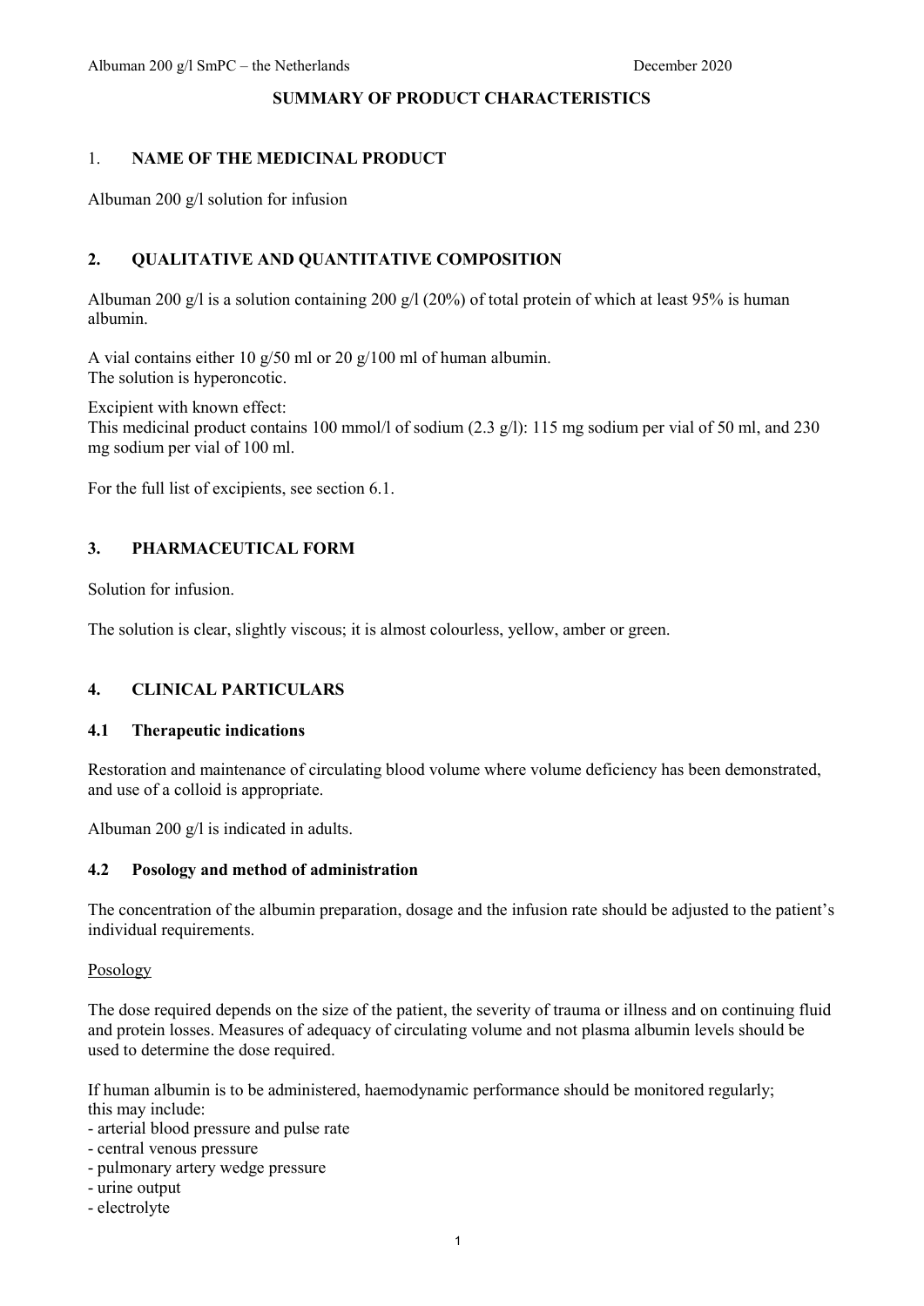**SUMMARY OF PRODUCT CHARACTERISTICS**

## 1. NAME OF THE MEDICINAL PRODUCT

Albuman 200 g/l solution for infusion

## 2. QUALITATIVE AND QUANTITATIVE COMPOSITION

Albuman 200 g/l is a solution containing 200 g/l (20%) of total protein of which at least 95% is human albumin.

A vial contains either 10 g/50 ml or 20 g/100 ml of human albumin.
The solution is hyperoncotic.

Excipient with known effect:
This medicinal product contains 100 mmol/l of sodium (2.3 g/l): 115 mg sodium per vial of 50 ml, and 230 mg sodium per vial of 100 ml.

For the full list of excipients, see section 6.1.

## 3. PHARMACEUTICAL FORM

Solution for infusion.

The solution is clear, slightly viscous; it is almost colourless, yellow, amber or green.

## 4. CLINICAL PARTICULARS

### 4.1 Therapeutic indications

Restoration and maintenance of circulating blood volume where volume deficiency has been demonstrated, and use of a colloid is appropriate.

Albuman 200 g/l is indicated in adults.

### 4.2 Posology and method of administration

The concentration of the albumin preparation, dosage and the infusion rate should be adjusted to the patient's individual requirements.

Posology

The dose required depends on the size of the patient, the severity of trauma or illness and on continuing fluid and protein losses. Measures of adequacy of circulating volume and not plasma albumin levels should be used to determine the dose required.

If human albumin is to be administered, haemodynamic performance should be monitored regularly; this may include:
- arterial blood pressure and pulse rate
- central venous pressure
- pulmonary artery wedge pressure
- urine output
- electrolyte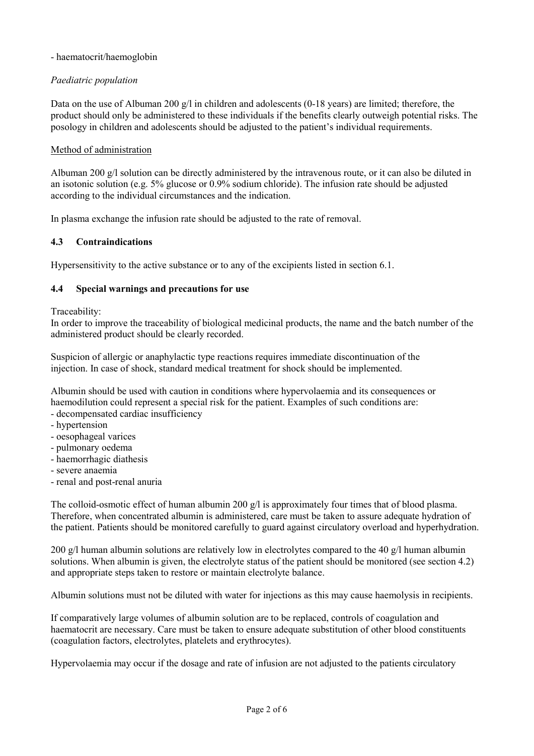- haematocrit/haemoglobin

*Paediatric population*

Data on the use of Albuman 200 g/l in children and adolescents (0-18 years) are limited; therefore, the product should only be administered to these individuals if the benefits clearly outweigh potential risks. The posology in children and adolescents should be adjusted to the patient's individual requirements.

Method of administration

Albuman 200 g/l solution can be directly administered by the intravenous route, or it can also be diluted in an isotonic solution (e.g. 5% glucose or 0.9% sodium chloride). The infusion rate should be adjusted according to the individual circumstances and the indication.

In plasma exchange the infusion rate should be adjusted to the rate of removal.

## 4.3 Contraindications

Hypersensitivity to the active substance or to any of the excipients listed in section 6.1.

## 4.4 Special warnings and precautions for use

Traceability:
In order to improve the traceability of biological medicinal products, the name and the batch number of the administered product should be clearly recorded.

Suspicion of allergic or anaphylactic type reactions requires immediate discontinuation of the injection. In case of shock, standard medical treatment for shock should be implemented.

Albumin should be used with caution in conditions where hypervolaemia and its consequences or haemodilution could represent a special risk for the patient. Examples of such conditions are:
- decompensated cardiac insufficiency
- hypertension
- oesophageal varices
- pulmonary oedema
- haemorrhagic diathesis
- severe anaemia
- renal and post-renal anuria

The colloid-osmotic effect of human albumin 200 g/l is approximately four times that of blood plasma. Therefore, when concentrated albumin is administered, care must be taken to assure adequate hydration of the patient. Patients should be monitored carefully to guard against circulatory overload and hyperhydration.

200 g/l human albumin solutions are relatively low in electrolytes compared to the 40 g/l human albumin solutions. When albumin is given, the electrolyte status of the patient should be monitored (see section 4.2) and appropriate steps taken to restore or maintain electrolyte balance.

Albumin solutions must not be diluted with water for injections as this may cause haemolysis in recipients.

If comparatively large volumes of albumin solution are to be replaced, controls of coagulation and haematocrit are necessary. Care must be taken to ensure adequate substitution of other blood constituents (coagulation factors, electrolytes, platelets and erythrocytes).

Hypervolaemia may occur if the dosage and rate of infusion are not adjusted to the patients circulatory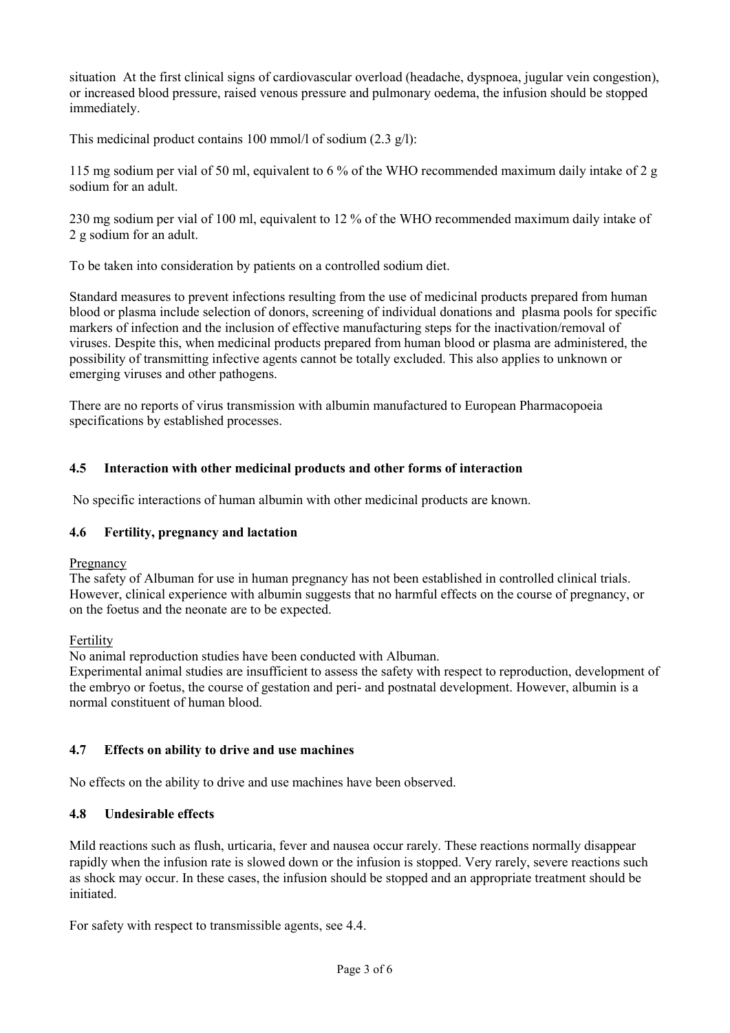situation At the first clinical signs of cardiovascular overload (headache, dyspnoea, jugular vein congestion), or increased blood pressure, raised venous pressure and pulmonary oedema, the infusion should be stopped immediately.

This medicinal product contains 100 mmol/l of sodium (2.3 g/l):

115 mg sodium per vial of 50 ml, equivalent to 6 % of the WHO recommended maximum daily intake of 2 g sodium for an adult.

230 mg sodium per vial of 100 ml, equivalent to 12 % of the WHO recommended maximum daily intake of 2 g sodium for an adult.

To be taken into consideration by patients on a controlled sodium diet.

Standard measures to prevent infections resulting from the use of medicinal products prepared from human blood or plasma include selection of donors, screening of individual donations and plasma pools for specific markers of infection and the inclusion of effective manufacturing steps for the inactivation/removal of viruses. Despite this, when medicinal products prepared from human blood or plasma are administered, the possibility of transmitting infective agents cannot be totally excluded. This also applies to unknown or emerging viruses and other pathogens.

There are no reports of virus transmission with albumin manufactured to European Pharmacopoeia specifications by established processes.

## 4.5 Interaction with other medicinal products and other forms of interaction

No specific interactions of human albumin with other medicinal products are known.

## 4.6 Fertility, pregnancy and lactation

Pregnancy
The safety of Albuman for use in human pregnancy has not been established in controlled clinical trials. However, clinical experience with albumin suggests that no harmful effects on the course of pregnancy, or on the foetus and the neonate are to be expected.

Fertility
No animal reproduction studies have been conducted with Albuman.
Experimental animal studies are insufficient to assess the safety with respect to reproduction, development of the embryo or foetus, the course of gestation and peri- and postnatal development. However, albumin is a normal constituent of human blood.

## 4.7 Effects on ability to drive and use machines

No effects on the ability to drive and use machines have been observed.

## 4.8 Undesirable effects

Mild reactions such as flush, urticaria, fever and nausea occur rarely. These reactions normally disappear rapidly when the infusion rate is slowed down or the infusion is stopped. Very rarely, severe reactions such as shock may occur. In these cases, the infusion should be stopped and an appropriate treatment should be initiated.

For safety with respect to transmissible agents, see 4.4.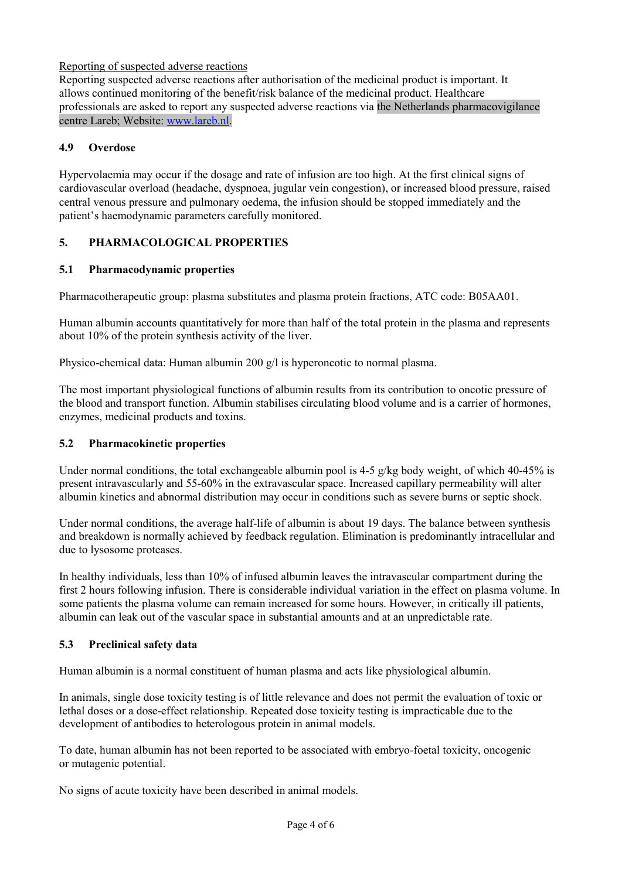Reporting of suspected adverse reactions

Reporting suspected adverse reactions after authorisation of the medicinal product is important. It allows continued monitoring of the benefit/risk balance of the medicinal product. Healthcare professionals are asked to report any suspected adverse reactions via the Netherlands pharmacovigilance centre Lareb; Website: www.lareb.nl.

## 4.9 Overdose

Hypervolaemia may occur if the dosage and rate of infusion are too high. At the first clinical signs of cardiovascular overload (headache, dyspnoea, jugular vein congestion), or increased blood pressure, raised central venous pressure and pulmonary oedema, the infusion should be stopped immediately and the patient's haemodynamic parameters carefully monitored.

# 5. PHARMACOLOGICAL PROPERTIES

## 5.1 Pharmacodynamic properties

Pharmacotherapeutic group: plasma substitutes and plasma protein fractions, ATC code: B05AA01.

Human albumin accounts quantitatively for more than half of the total protein in the plasma and represents about 10% of the protein synthesis activity of the liver.

Physico-chemical data: Human albumin 200 g/l is hyperoncotic to normal plasma.

The most important physiological functions of albumin results from its contribution to oncotic pressure of the blood and transport function. Albumin stabilises circulating blood volume and is a carrier of hormones, enzymes, medicinal products and toxins.

## 5.2 Pharmacokinetic properties

Under normal conditions, the total exchangeable albumin pool is 4-5 g/kg body weight, of which 40-45% is present intravascularly and 55-60% in the extravascular space. Increased capillary permeability will alter albumin kinetics and abnormal distribution may occur in conditions such as severe burns or septic shock.

Under normal conditions, the average half-life of albumin is about 19 days. The balance between synthesis and breakdown is normally achieved by feedback regulation. Elimination is predominantly intracellular and due to lysosome proteases.

In healthy individuals, less than 10% of infused albumin leaves the intravascular compartment during the first 2 hours following infusion. There is considerable individual variation in the effect on plasma volume. In some patients the plasma volume can remain increased for some hours. However, in critically ill patients, albumin can leak out of the vascular space in substantial amounts and at an unpredictable rate.

## 5.3 Preclinical safety data

Human albumin is a normal constituent of human plasma and acts like physiological albumin.

In animals, single dose toxicity testing is of little relevance and does not permit the evaluation of toxic or lethal doses or a dose-effect relationship. Repeated dose toxicity testing is impracticable due to the development of antibodies to heterologous protein in animal models.

To date, human albumin has not been reported to be associated with embryo-foetal toxicity, oncogenic or mutagenic potential.

No signs of acute toxicity have been described in animal models.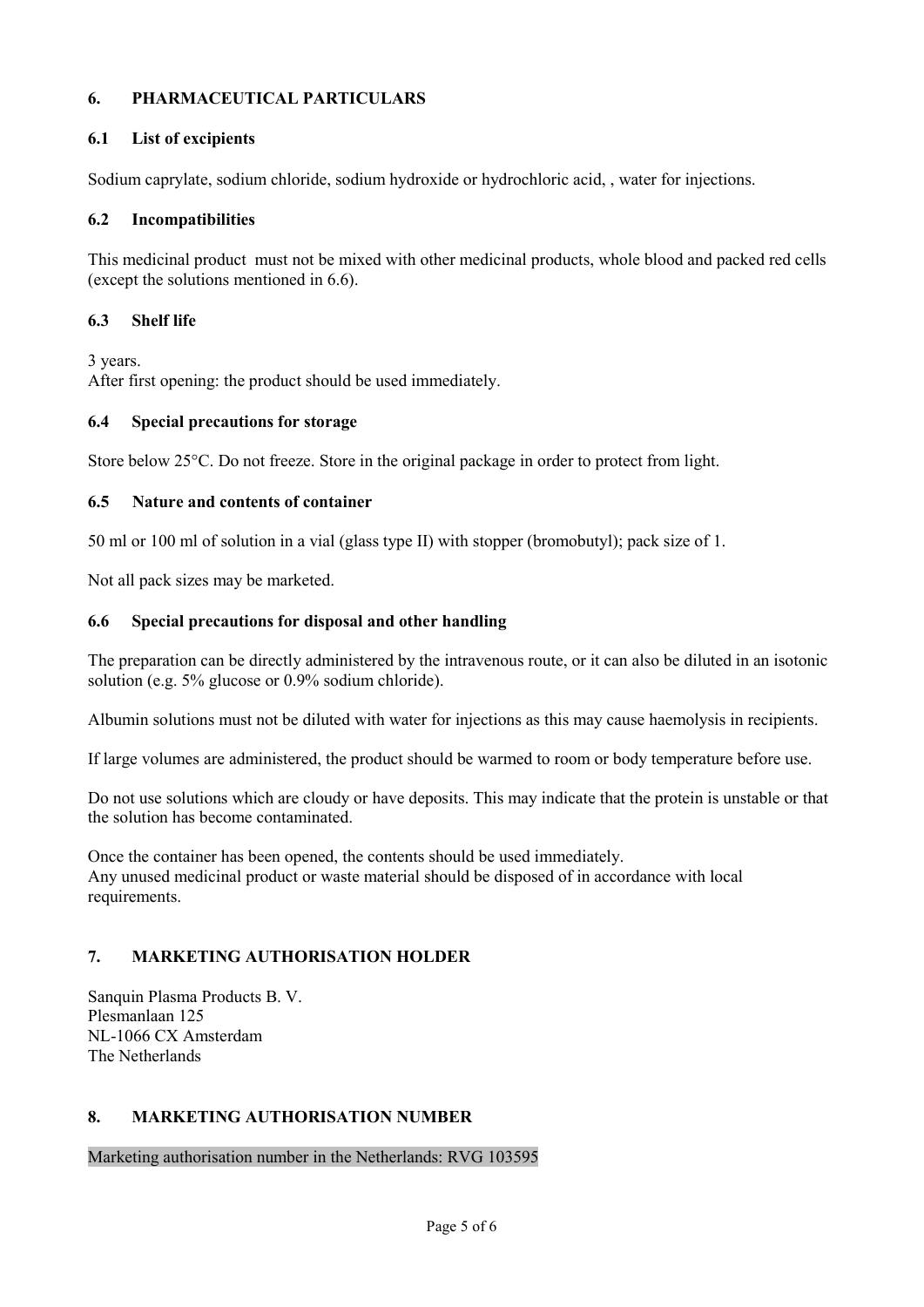## 6. PHARMACEUTICAL PARTICULARS

### 6.1 List of excipients

Sodium caprylate, sodium chloride, sodium hydroxide or hydrochloric acid, , water for injections.

### 6.2 Incompatibilities

This medicinal product must not be mixed with other medicinal products, whole blood and packed red cells (except the solutions mentioned in 6.6).

### 6.3 Shelf life

3 years.
After first opening: the product should be used immediately.

### 6.4 Special precautions for storage

Store below 25°C. Do not freeze. Store in the original package in order to protect from light.

### 6.5 Nature and contents of container

50 ml or 100 ml of solution in a vial (glass type II) with stopper (bromobutyl); pack size of 1.

Not all pack sizes may be marketed.

### 6.6 Special precautions for disposal and other handling

The preparation can be directly administered by the intravenous route, or it can also be diluted in an isotonic solution (e.g. 5% glucose or 0.9% sodium chloride).

Albumin solutions must not be diluted with water for injections as this may cause haemolysis in recipients.

If large volumes are administered, the product should be warmed to room or body temperature before use.

Do not use solutions which are cloudy or have deposits. This may indicate that the protein is unstable or that the solution has become contaminated.

Once the container has been opened, the contents should be used immediately.
Any unused medicinal product or waste material should be disposed of in accordance with local requirements.

## 7. MARKETING AUTHORISATION HOLDER

Sanquin Plasma Products B. V.
Plesmanlaan 125
NL-1066 CX Amsterdam
The Netherlands

## 8. MARKETING AUTHORISATION NUMBER

Marketing authorisation number in the Netherlands: RVG 103595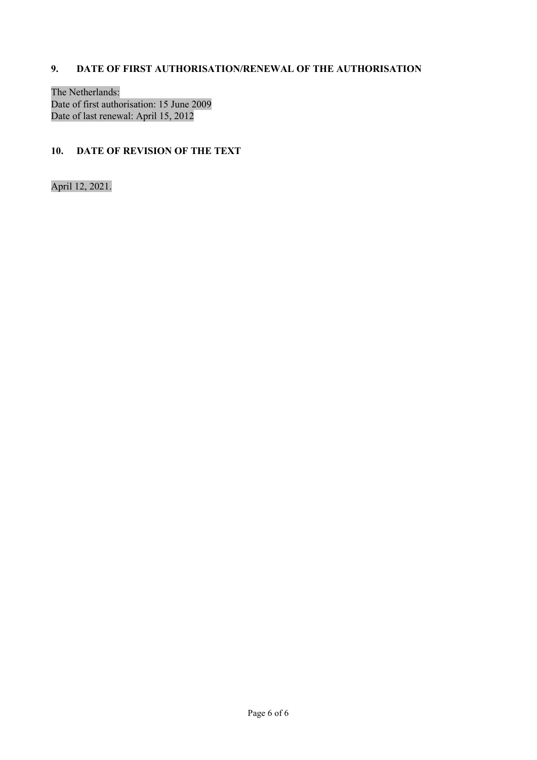## 9. DATE OF FIRST AUTHORISATION/RENEWAL OF THE AUTHORISATION

The Netherlands:
Date of first authorisation: 15 June 2009
Date of last renewal: April 15, 2012

## 10. DATE OF REVISION OF THE TEXT

April 12, 2021.